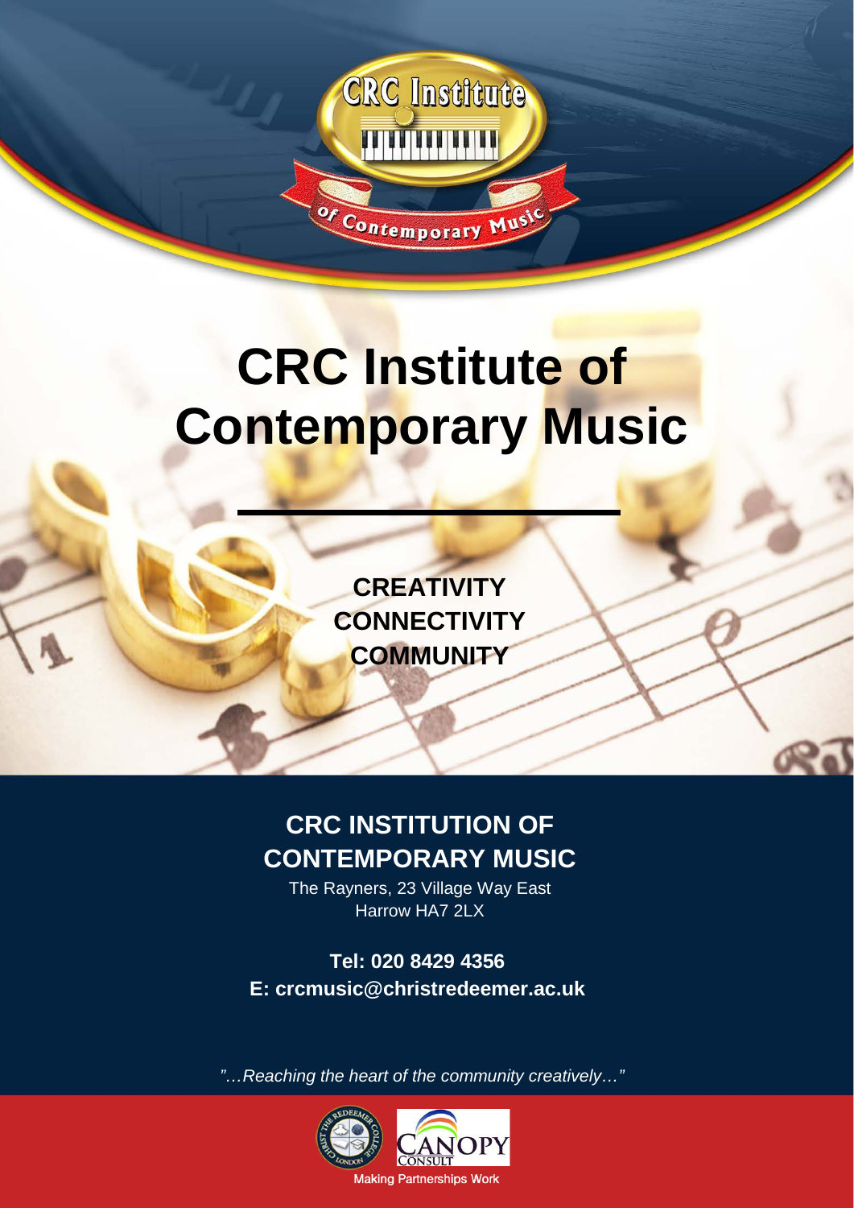# CRC Institute of Contemporary Music

**CREATIVITY**
**CONNECTIVITY**
**COMMUNITY**

## CRC INSTITUTION OF CONTEMPORARY MUSIC

The Rayners, 23 Village Way East
Harrow HA7 2LX

**Tel: 020 8429 4356**
**E: crcmusic@christredeemer.ac.uk**

*"…Reaching the heart of the community creatively…"*

Making Partnerships Work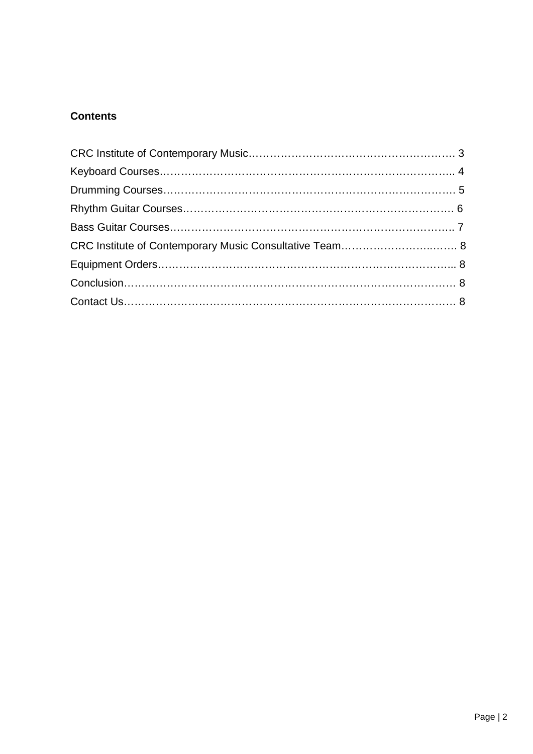**Contents**

CRC Institute of Contemporary Music………………………………………………… 3
Keyboard Courses………………………………………………………………………. 4
Drumming Courses……………………………………………………………………… 5
Rhythm Guitar Courses………………………………………………………………… 6
Bass Guitar Courses……………………………………………………………………. 7
CRC Institute of Contemporary Music Consultative Team………………………….… 8
Equipment Orders……………………………………………………………………... 8
Conclusion……………………………………………………………………………… 8
Contact Us……………………………………………………………………………… 8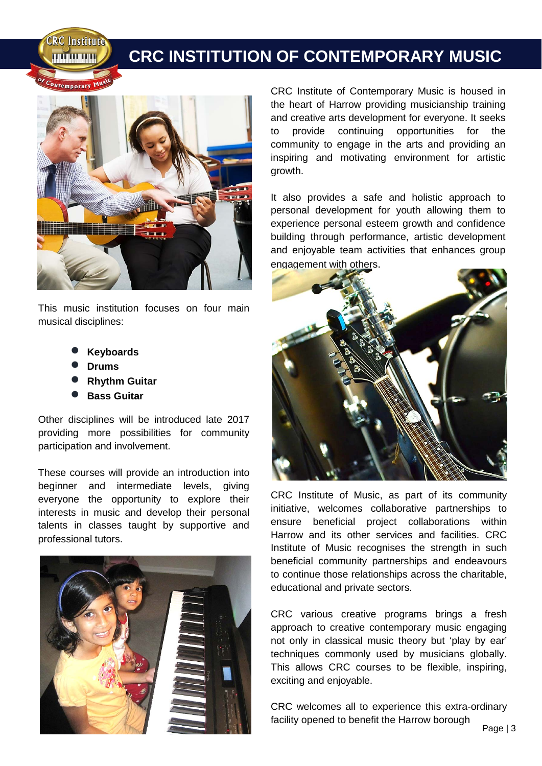# CRC INSTITUTION OF CONTEMPORARY MUSIC

This music institution focuses on four main musical disciplines:

- **Keyboards**
- **Drums**
- **Rhythm Guitar**
- **Bass Guitar**

Other disciplines will be introduced late 2017 providing more possibilities for community participation and involvement.

These courses will provide an introduction into beginner and intermediate levels, giving everyone the opportunity to explore their interests in music and develop their personal talents in classes taught by supportive and professional tutors.

CRC Institute of Contemporary Music is housed in the heart of Harrow providing musicianship training and creative arts development for everyone. It seeks to provide continuing opportunities for the community to engage in the arts and providing an inspiring and motivating environment for artistic growth.

It also provides a safe and holistic approach to personal development for youth allowing them to experience personal esteem growth and confidence building through performance, artistic development and enjoyable team activities that enhances group engagement with others.

CRC Institute of Music, as part of its community initiative, welcomes collaborative partnerships to ensure beneficial project collaborations within Harrow and its other services and facilities. CRC Institute of Music recognises the strength in such beneficial community partnerships and endeavours to continue those relationships across the charitable, educational and private sectors.

CRC various creative programs brings a fresh approach to creative contemporary music engaging not only in classical music theory but 'play by ear' techniques commonly used by musicians globally. This allows CRC courses to be flexible, inspiring, exciting and enjoyable.

CRC welcomes all to experience this extra-ordinary facility opened to benefit the Harrow borough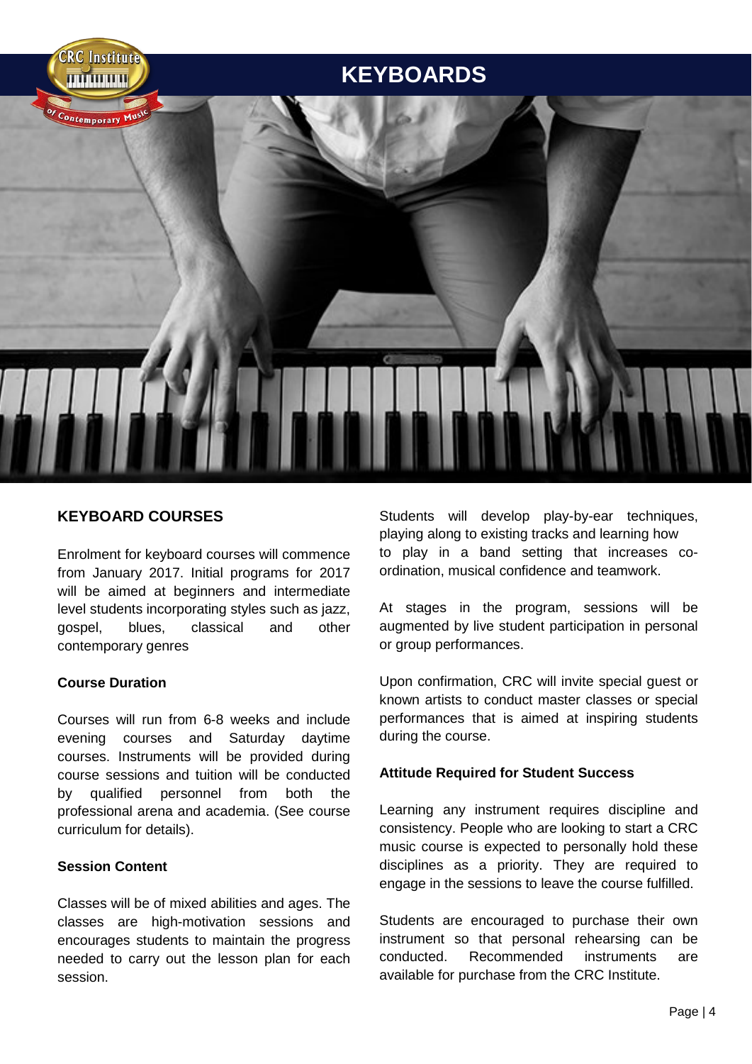# KEYBOARDS

## KEYBOARD COURSES

Enrolment for keyboard courses will commence from January 2017. Initial programs for 2017 will be aimed at beginners and intermediate level students incorporating styles such as jazz, gospel, blues, classical and other contemporary genres

### Course Duration

Courses will run from 6-8 weeks and include evening courses and Saturday daytime courses. Instruments will be provided during course sessions and tuition will be conducted by qualified personnel from both the professional arena and academia. (See course curriculum for details).

### Session Content

Classes will be of mixed abilities and ages. The classes are high-motivation sessions and encourages students to maintain the progress needed to carry out the lesson plan for each session.

Students will develop play-by-ear techniques, playing along to existing tracks and learning how to play in a band setting that increases co-ordination, musical confidence and teamwork.

At stages in the program, sessions will be augmented by live student participation in personal or group performances.

Upon confirmation, CRC will invite special guest or known artists to conduct master classes or special performances that is aimed at inspiring students during the course.

### Attitude Required for Student Success

Learning any instrument requires discipline and consistency. People who are looking to start a CRC music course is expected to personally hold these disciplines as a priority. They are required to engage in the sessions to leave the course fulfilled.

Students are encouraged to purchase their own instrument so that personal rehearsing can be conducted. Recommended instruments are available for purchase from the CRC Institute.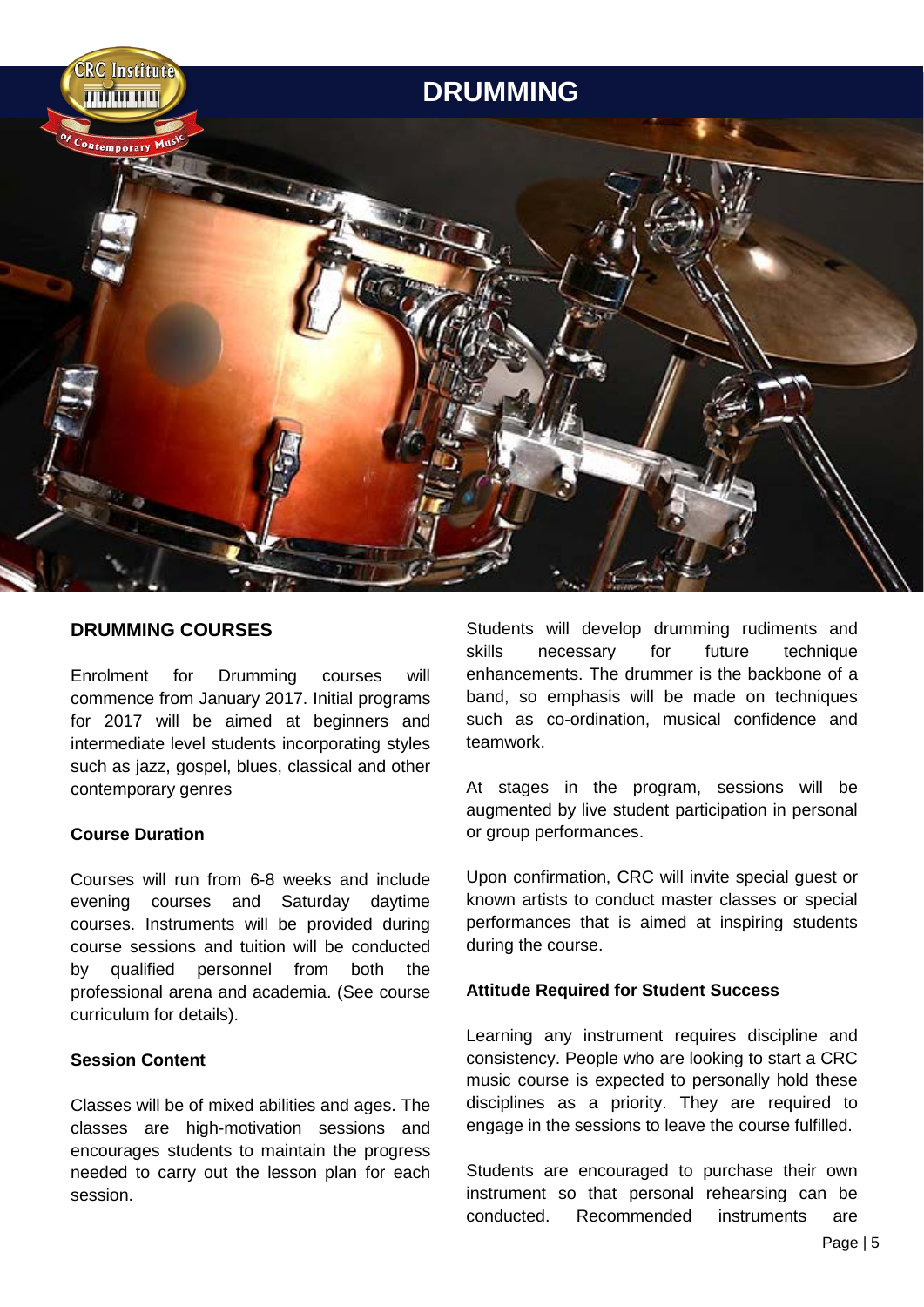# DRUMMING

## DRUMMING COURSES

Enrolment for Drumming courses will commence from January 2017. Initial programs for 2017 will be aimed at beginners and intermediate level students incorporating styles such as jazz, gospel, blues, classical and other contemporary genres

### Course Duration

Courses will run from 6-8 weeks and include evening courses and Saturday daytime courses. Instruments will be provided during course sessions and tuition will be conducted by qualified personnel from both the professional arena and academia. (See course curriculum for details).

### Session Content

Classes will be of mixed abilities and ages. The classes are high-motivation sessions and encourages students to maintain the progress needed to carry out the lesson plan for each session.

Students will develop drumming rudiments and skills necessary for future technique enhancements. The drummer is the backbone of a band, so emphasis will be made on techniques such as co-ordination, musical confidence and teamwork.

At stages in the program, sessions will be augmented by live student participation in personal or group performances.

Upon confirmation, CRC will invite special guest or known artists to conduct master classes or special performances that is aimed at inspiring students during the course.

### Attitude Required for Student Success

Learning any instrument requires discipline and consistency. People who are looking to start a CRC music course is expected to personally hold these disciplines as a priority. They are required to engage in the sessions to leave the course fulfilled.

Students are encouraged to purchase their own instrument so that personal rehearsing can be conducted. Recommended instruments are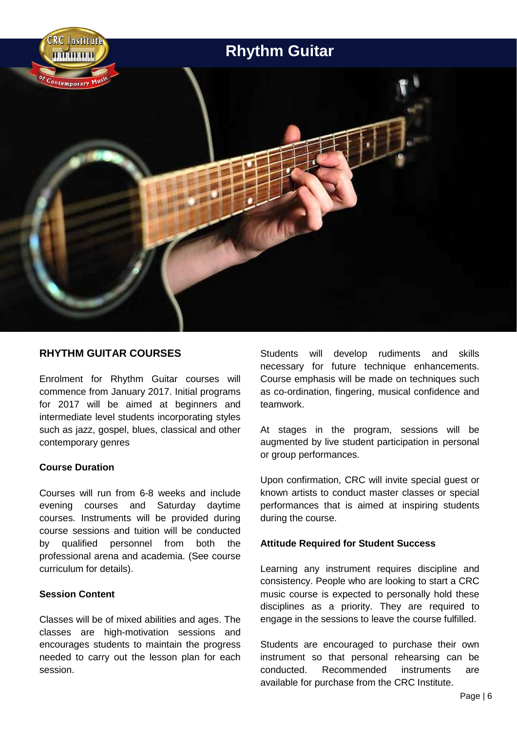# Rhythm Guitar

## RHYTHM GUITAR COURSES

Enrolment for Rhythm Guitar courses will commence from January 2017. Initial programs for 2017 will be aimed at beginners and intermediate level students incorporating styles such as jazz, gospel, blues, classical and other contemporary genres

### Course Duration

Courses will run from 6-8 weeks and include evening courses and Saturday daytime courses. Instruments will be provided during course sessions and tuition will be conducted by qualified personnel from both the professional arena and academia. (See course curriculum for details).

### Session Content

Classes will be of mixed abilities and ages. The classes are high-motivation sessions and encourages students to maintain the progress needed to carry out the lesson plan for each session.

Students will develop rudiments and skills necessary for future technique enhancements. Course emphasis will be made on techniques such as co-ordination, fingering, musical confidence and teamwork.

At stages in the program, sessions will be augmented by live student participation in personal or group performances.

Upon confirmation, CRC will invite special guest or known artists to conduct master classes or special performances that is aimed at inspiring students during the course.

### Attitude Required for Student Success

Learning any instrument requires discipline and consistency. People who are looking to start a CRC music course is expected to personally hold these disciplines as a priority. They are required to engage in the sessions to leave the course fulfilled.

Students are encouraged to purchase their own instrument so that personal rehearsing can be conducted. Recommended instruments are available for purchase from the CRC Institute.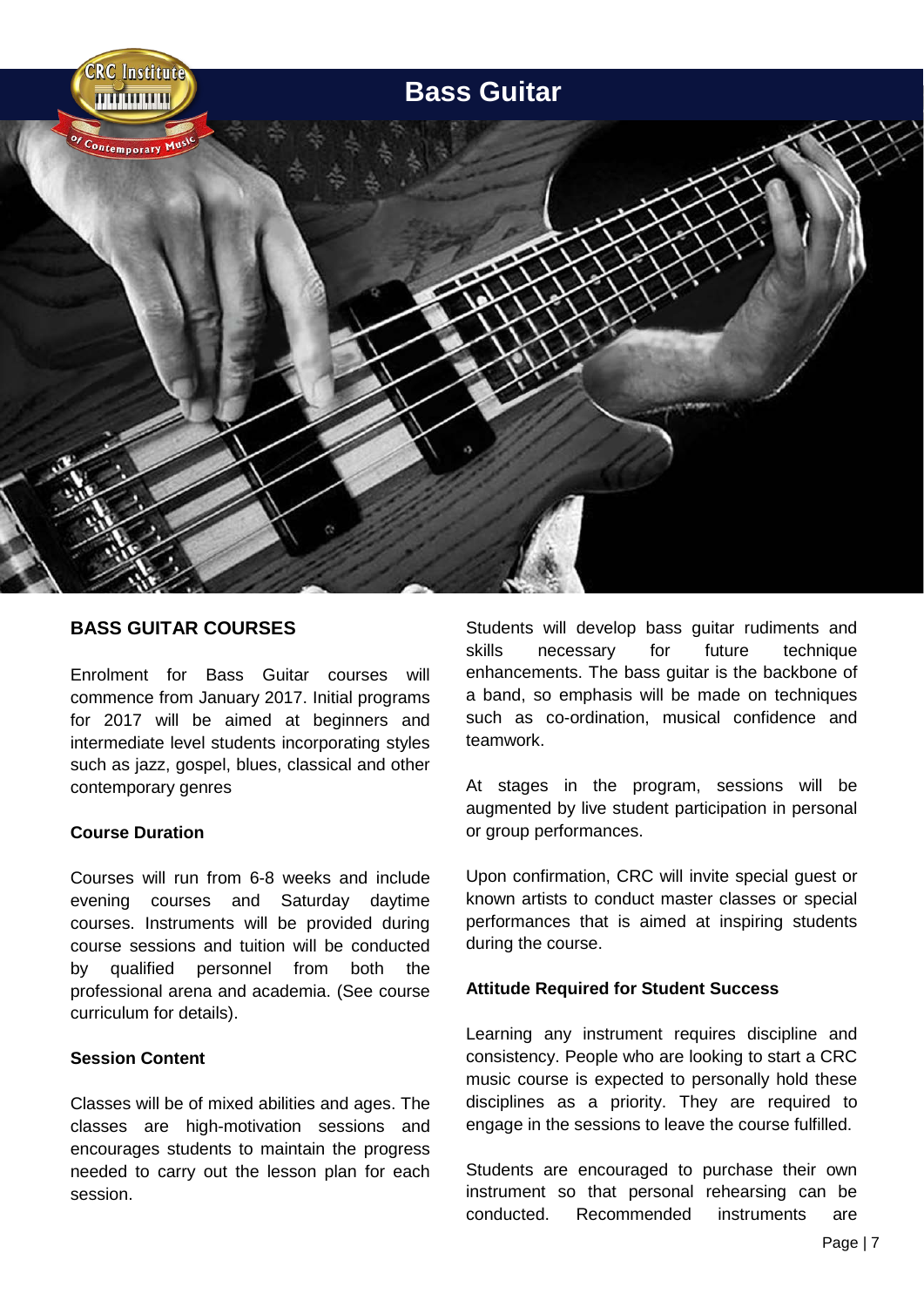# Bass Guitar

## BASS GUITAR COURSES

Enrolment for Bass Guitar courses will commence from January 2017. Initial programs for 2017 will be aimed at beginners and intermediate level students incorporating styles such as jazz, gospel, blues, classical and other contemporary genres

### Course Duration

Courses will run from 6-8 weeks and include evening courses and Saturday daytime courses. Instruments will be provided during course sessions and tuition will be conducted by qualified personnel from both the professional arena and academia. (See course curriculum for details).

### Session Content

Classes will be of mixed abilities and ages. The classes are high-motivation sessions and encourages students to maintain the progress needed to carry out the lesson plan for each session.

Students will develop bass guitar rudiments and skills necessary for future technique enhancements. The bass guitar is the backbone of a band, so emphasis will be made on techniques such as co-ordination, musical confidence and teamwork.

At stages in the program, sessions will be augmented by live student participation in personal or group performances.

Upon confirmation, CRC will invite special guest or known artists to conduct master classes or special performances that is aimed at inspiring students during the course.

### Attitude Required for Student Success

Learning any instrument requires discipline and consistency. People who are looking to start a CRC music course is expected to personally hold these disciplines as a priority. They are required to engage in the sessions to leave the course fulfilled.

Students are encouraged to purchase their own instrument so that personal rehearsing can be conducted. Recommended instruments are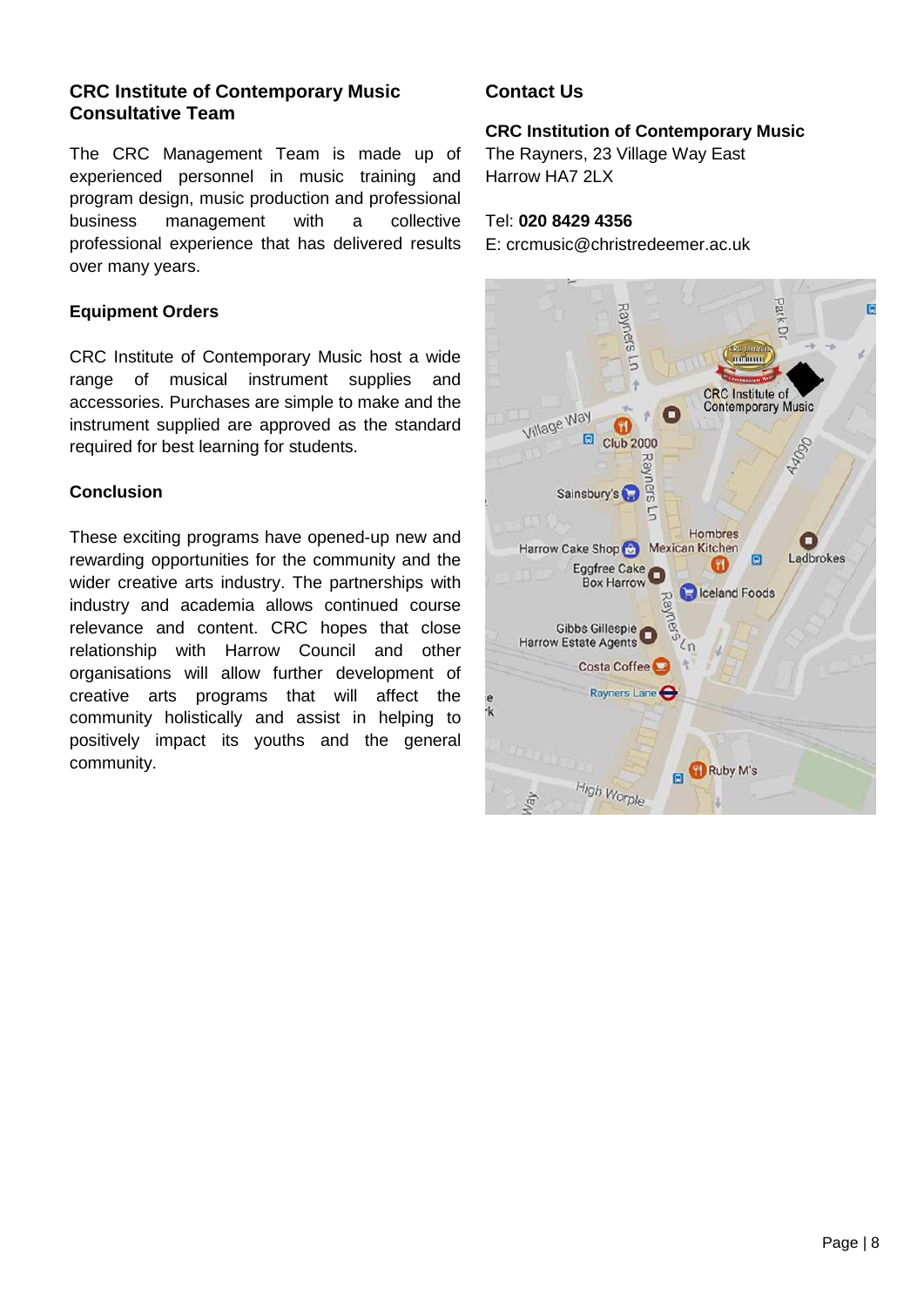## CRC Institute of Contemporary Music Consultative Team

The CRC Management Team is made up of experienced personnel in music training and program design, music production and professional business management with a collective professional experience that has delivered results over many years.

### Equipment Orders

CRC Institute of Contemporary Music host a wide range of musical instrument supplies and accessories. Purchases are simple to make and the instrument supplied are approved as the standard required for best learning for students.

### Conclusion

These exciting programs have opened-up new and rewarding opportunities for the community and the wider creative arts industry. The partnerships with industry and academia allows continued course relevance and content. CRC hopes that close relationship with Harrow Council and other organisations will allow further development of creative arts programs that will affect the community holistically and assist in helping to positively impact its youths and the general community.

## Contact Us

**CRC Institution of Contemporary Music**
The Rayners, 23 Village Way East
Harrow HA7 2LX

Tel: **020 8429 4356**
E: crcmusic@christredeemer.ac.uk